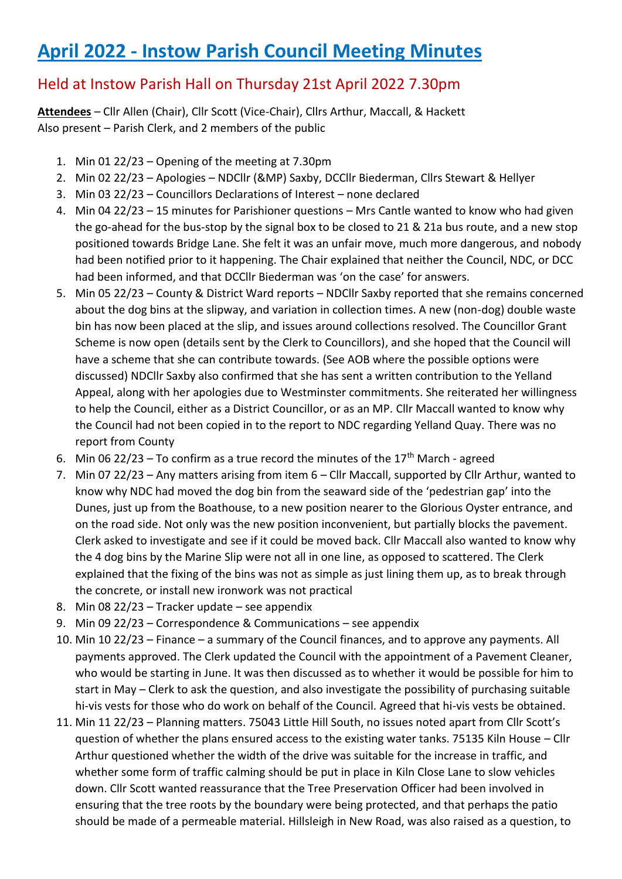# April 2022 - Instow Parish Council Meeting Minutes

## Held at Instow Parish Hall on Thursday 21st April 2022 7.30pm

**Attendees** – Cllr Allen (Chair), Cllr Scott (Vice-Chair), Cllrs Arthur, Maccall, & Hackett
Also present – Parish Clerk, and 2 members of the public

1. Min 01 22/23 – Opening of the meeting at 7.30pm
2. Min 02 22/23 – Apologies – NDCllr (&MP) Saxby, DCCllr Biederman, Cllrs Stewart & Hellyer
3. Min 03 22/23 – Councillors Declarations of Interest – none declared
4. Min 04 22/23 – 15 minutes for Parishioner questions – Mrs Cantle wanted to know who had given the go-ahead for the bus-stop by the signal box to be closed to 21 & 21a bus route, and a new stop positioned towards Bridge Lane. She felt it was an unfair move, much more dangerous, and nobody had been notified prior to it happening. The Chair explained that neither the Council, NDC, or DCC had been informed, and that DCCllr Biederman was 'on the case' for answers.
5. Min 05 22/23 – County & District Ward reports – NDCllr Saxby reported that she remains concerned about the dog bins at the slipway, and variation in collection times. A new (non-dog) double waste bin has now been placed at the slip, and issues around collections resolved. The Councillor Grant Scheme is now open (details sent by the Clerk to Councillors), and she hoped that the Council will have a scheme that she can contribute towards. (See AOB where the possible options were discussed) NDCllr Saxby also confirmed that she has sent a written contribution to the Yelland Appeal, along with her apologies due to Westminster commitments. She reiterated her willingness to help the Council, either as a District Councillor, or as an MP. Cllr Maccall wanted to know why the Council had not been copied in to the report to NDC regarding Yelland Quay. There was no report from County
6. Min 06 22/23 – To confirm as a true record the minutes of the 17th March - agreed
7. Min 07 22/23 – Any matters arising from item 6 – Cllr Maccall, supported by Cllr Arthur, wanted to know why NDC had moved the dog bin from the seaward side of the 'pedestrian gap' into the Dunes, just up from the Boathouse, to a new position nearer to the Glorious Oyster entrance, and on the road side. Not only was the new position inconvenient, but partially blocks the pavement. Clerk asked to investigate and see if it could be moved back. Cllr Maccall also wanted to know why the 4 dog bins by the Marine Slip were not all in one line, as opposed to scattered. The Clerk explained that the fixing of the bins was not as simple as just lining them up, as to break through the concrete, or install new ironwork was not practical
8. Min 08 22/23 – Tracker update – see appendix
9. Min 09 22/23 – Correspondence & Communications – see appendix
10. Min 10 22/23 – Finance – a summary of the Council finances, and to approve any payments. All payments approved. The Clerk updated the Council with the appointment of a Pavement Cleaner, who would be starting in June. It was then discussed as to whether it would be possible for him to start in May – Clerk to ask the question, and also investigate the possibility of purchasing suitable hi-vis vests for those who do work on behalf of the Council. Agreed that hi-vis vests be obtained.
11. Min 11 22/23 – Planning matters. 75043 Little Hill South, no issues noted apart from Cllr Scott's question of whether the plans ensured access to the existing water tanks. 75135 Kiln House – Cllr Arthur questioned whether the width of the drive was suitable for the increase in traffic, and whether some form of traffic calming should be put in place in Kiln Close Lane to slow vehicles down. Cllr Scott wanted reassurance that the Tree Preservation Officer had been involved in ensuring that the tree roots by the boundary were being protected, and that perhaps the patio should be made of a permeable material. Hillsleigh in New Road, was also raised as a question, to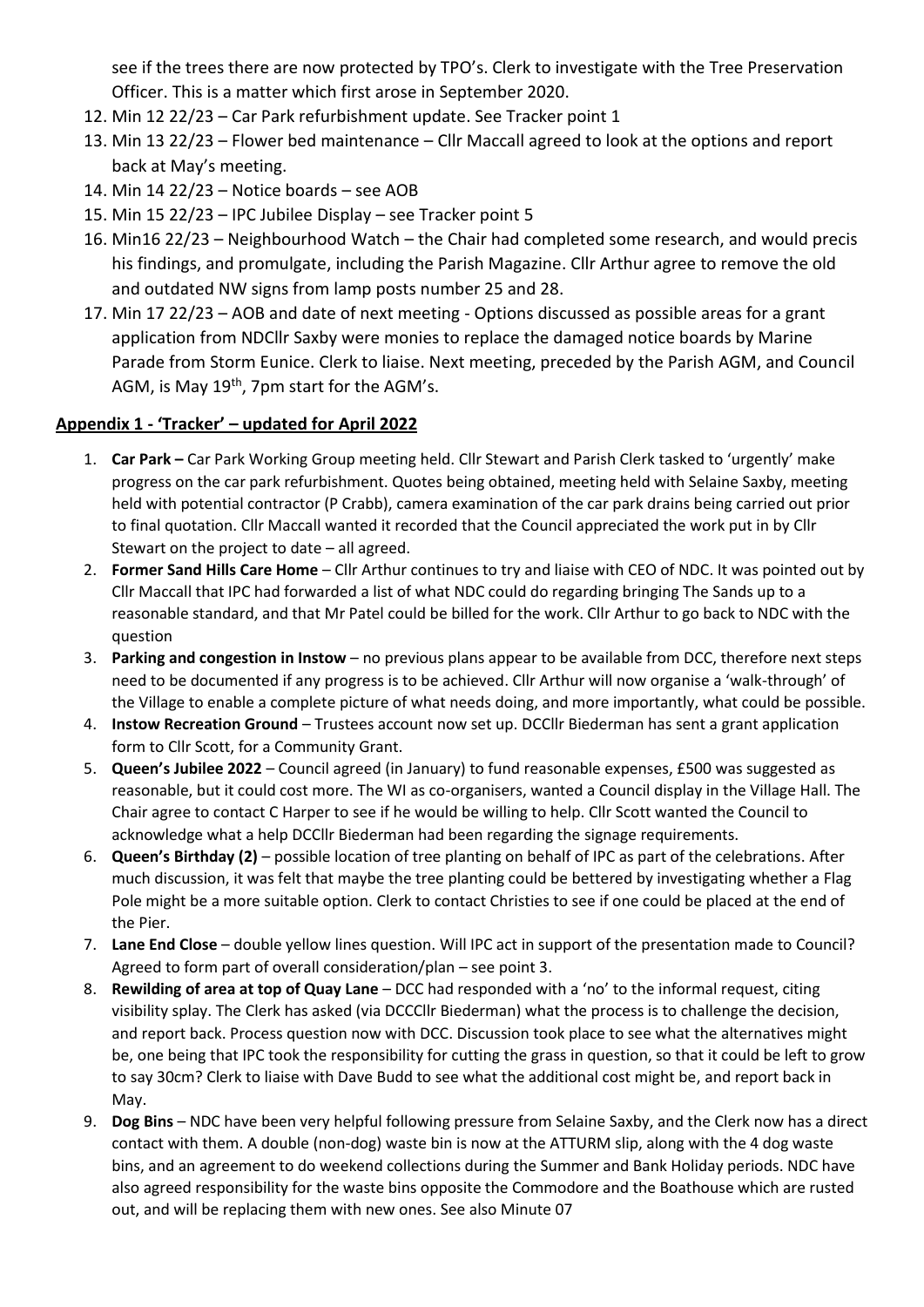see if the trees there are now protected by TPO's. Clerk to investigate with the Tree Preservation Officer. This is a matter which first arose in September 2020.

12. Min 12 22/23 – Car Park refurbishment update. See Tracker point 1
13. Min 13 22/23 – Flower bed maintenance – Cllr Maccall agreed to look at the options and report back at May's meeting.
14. Min 14 22/23 – Notice boards – see AOB
15. Min 15 22/23 – IPC Jubilee Display – see Tracker point 5
16. Min16 22/23 – Neighbourhood Watch – the Chair had completed some research, and would precis his findings, and promulgate, including the Parish Magazine. Cllr Arthur agree to remove the old and outdated NW signs from lamp posts number 25 and 28.
17. Min 17 22/23 – AOB and date of next meeting - Options discussed as possible areas for a grant application from NDCllr Saxby were monies to replace the damaged notice boards by Marine Parade from Storm Eunice. Clerk to liaise. Next meeting, preceded by the Parish AGM, and Council AGM, is May 19th, 7pm start for the AGM's.

## Appendix 1 - 'Tracker' – updated for April 2022

1. **Car Park –** Car Park Working Group meeting held. Cllr Stewart and Parish Clerk tasked to 'urgently' make progress on the car park refurbishment. Quotes being obtained, meeting held with Selaine Saxby, meeting held with potential contractor (P Crabb), camera examination of the car park drains being carried out prior to final quotation. Cllr Maccall wanted it recorded that the Council appreciated the work put in by Cllr Stewart on the project to date – all agreed.
2. **Former Sand Hills Care Home** – Cllr Arthur continues to try and liaise with CEO of NDC. It was pointed out by Cllr Maccall that IPC had forwarded a list of what NDC could do regarding bringing The Sands up to a reasonable standard, and that Mr Patel could be billed for the work. Cllr Arthur to go back to NDC with the question
3. **Parking and congestion in Instow** – no previous plans appear to be available from DCC, therefore next steps need to be documented if any progress is to be achieved. Cllr Arthur will now organise a 'walk-through' of the Village to enable a complete picture of what needs doing, and more importantly, what could be possible.
4. **Instow Recreation Ground** – Trustees account now set up. DCCllr Biederman has sent a grant application form to Cllr Scott, for a Community Grant.
5. **Queen's Jubilee 2022** – Council agreed (in January) to fund reasonable expenses, £500 was suggested as reasonable, but it could cost more. The WI as co-organisers, wanted a Council display in the Village Hall. The Chair agree to contact C Harper to see if he would be willing to help. Cllr Scott wanted the Council to acknowledge what a help DCCllr Biederman had been regarding the signage requirements.
6. **Queen's Birthday (2)** – possible location of tree planting on behalf of IPC as part of the celebrations. After much discussion, it was felt that maybe the tree planting could be bettered by investigating whether a Flag Pole might be a more suitable option. Clerk to contact Christies to see if one could be placed at the end of the Pier.
7. **Lane End Close** – double yellow lines question. Will IPC act in support of the presentation made to Council? Agreed to form part of overall consideration/plan – see point 3.
8. **Rewilding of area at top of Quay Lane** – DCC had responded with a 'no' to the informal request, citing visibility splay. The Clerk has asked (via DCCCllr Biederman) what the process is to challenge the decision, and report back. Process question now with DCC. Discussion took place to see what the alternatives might be, one being that IPC took the responsibility for cutting the grass in question, so that it could be left to grow to say 30cm? Clerk to liaise with Dave Budd to see what the additional cost might be, and report back in May.
9. **Dog Bins** – NDC have been very helpful following pressure from Selaine Saxby, and the Clerk now has a direct contact with them. A double (non-dog) waste bin is now at the ATTURM slip, along with the 4 dog waste bins, and an agreement to do weekend collections during the Summer and Bank Holiday periods. NDC have also agreed responsibility for the waste bins opposite the Commodore and the Boathouse which are rusted out, and will be replacing them with new ones. See also Minute 07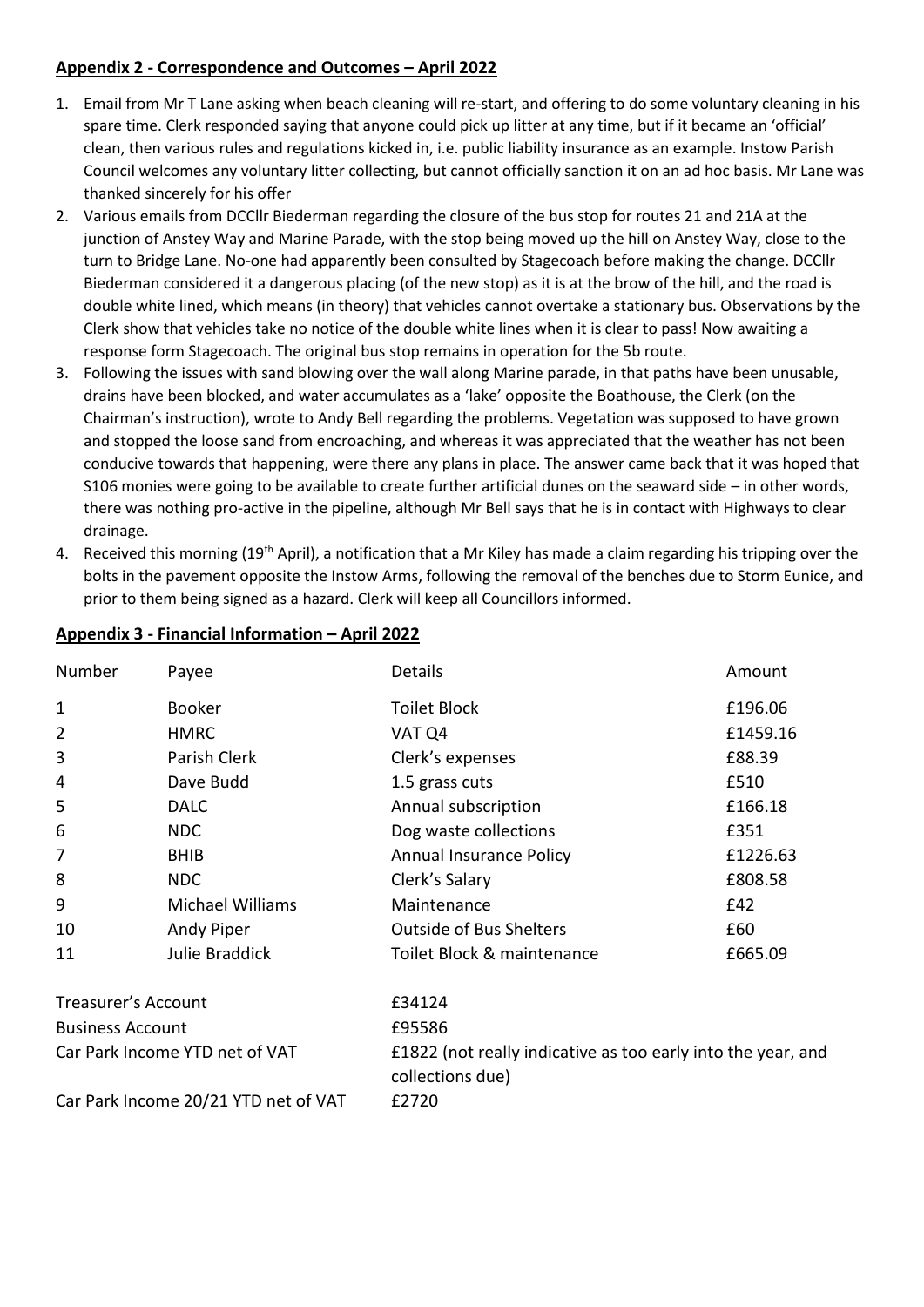## Appendix 2 - Correspondence and Outcomes – April 2022

1. Email from Mr T Lane asking when beach cleaning will re-start, and offering to do some voluntary cleaning in his spare time. Clerk responded saying that anyone could pick up litter at any time, but if it became an 'official' clean, then various rules and regulations kicked in, i.e. public liability insurance as an example. Instow Parish Council welcomes any voluntary litter collecting, but cannot officially sanction it on an ad hoc basis. Mr Lane was thanked sincerely for his offer
2. Various emails from DCCllr Biederman regarding the closure of the bus stop for routes 21 and 21A at the junction of Anstey Way and Marine Parade, with the stop being moved up the hill on Anstey Way, close to the turn to Bridge Lane. No-one had apparently been consulted by Stagecoach before making the change. DCCllr Biederman considered it a dangerous placing (of the new stop) as it is at the brow of the hill, and the road is double white lined, which means (in theory) that vehicles cannot overtake a stationary bus. Observations by the Clerk show that vehicles take no notice of the double white lines when it is clear to pass! Now awaiting a response form Stagecoach. The original bus stop remains in operation for the 5b route.
3. Following the issues with sand blowing over the wall along Marine parade, in that paths have been unusable, drains have been blocked, and water accumulates as a 'lake' opposite the Boathouse, the Clerk (on the Chairman's instruction), wrote to Andy Bell regarding the problems. Vegetation was supposed to have grown and stopped the loose sand from encroaching, and whereas it was appreciated that the weather has not been conducive towards that happening, were there any plans in place. The answer came back that it was hoped that S106 monies were going to be available to create further artificial dunes on the seaward side – in other words, there was nothing pro-active in the pipeline, although Mr Bell says that he is in contact with Highways to clear drainage.
4. Received this morning (19th April), a notification that a Mr Kiley has made a claim regarding his tripping over the bolts in the pavement opposite the Instow Arms, following the removal of the benches due to Storm Eunice, and prior to them being signed as a hazard. Clerk will keep all Councillors informed.

## Appendix 3 - Financial Information – April 2022

| Number | Payee | Details | Amount |
|---|---|---|---|
| 1 | Booker | Toilet Block | £196.06 |
| 2 | HMRC | VAT Q4 | £1459.16 |
| 3 | Parish Clerk | Clerk's expenses | £88.39 |
| 4 | Dave Budd | 1.5 grass cuts | £510 |
| 5 | DALC | Annual subscription | £166.18 |
| 6 | NDC | Dog waste collections | £351 |
| 7 | BHIB | Annual Insurance Policy | £1226.63 |
| 8 | NDC | Clerk's Salary | £808.58 |
| 9 | Michael Williams | Maintenance | £42 |
| 10 | Andy Piper | Outside of Bus Shelters | £60 |
| 11 | Julie Braddick | Toilet Block & maintenance | £665.09 |

| | |
|---|---|
| Treasurer's Account | £34124 |
| Business Account | £95586 |
| Car Park Income YTD net of VAT | £1822 (not really indicative as too early into the year, and collections due) |
| Car Park Income 20/21 YTD net of VAT | £2720 |